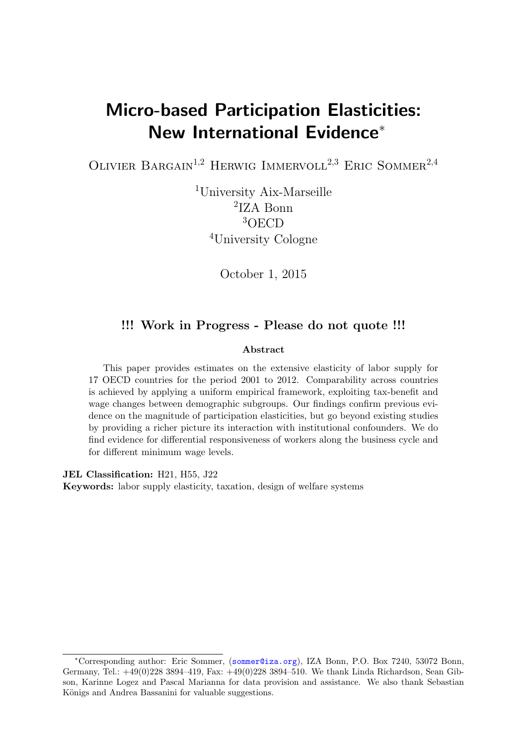# Micro-based Participation Elasticities: New International Evidence*

Olivier Bargain[1,2] Herwig Immervoll[2,3] Eric Sommer[2,4]

[1]University Aix-Marseille
[2]IZA Bonn
[3]OECD
[4]University Cologne

October 1, 2015

**!!! Work in Progress - Please do not quote !!!**

**Abstract**

This paper provides estimates on the extensive elasticity of labor supply for 17 OECD countries for the period 2001 to 2012. Comparability across countries is achieved by applying a uniform empirical framework, exploiting tax-benefit and wage changes between demographic subgroups. Our findings confirm previous evidence on the magnitude of participation elasticities, but go beyond existing studies by providing a richer picture its interaction with institutional confounders. We do find evidence for differential responsiveness of workers along the business cycle and for different minimum wage levels.

**JEL Classification:** H21, H55, J22
**Keywords:** labor supply elasticity, taxation, design of welfare systems

---

*Corresponding author: Eric Sommer, (sommer@iza.org), IZA Bonn, P.O. Box 7240, 53072 Bonn, Germany, Tel.: +49(0)228 3894–419, Fax: +49(0)228 3894–510. We thank Linda Richardson, Sean Gibson, Karinne Logez and Pascal Marianna for data provision and assistance. We also thank Sebastian Königs and Andrea Bassanini for valuable suggestions.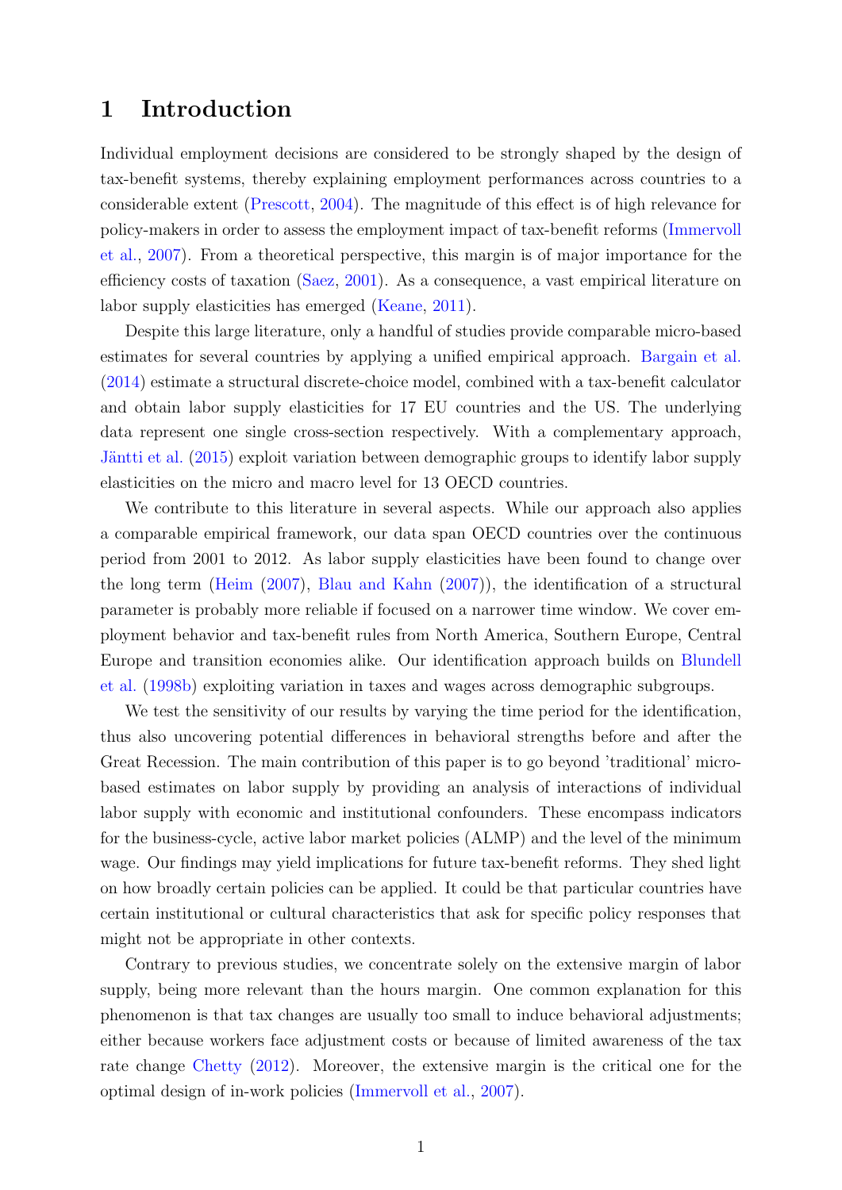# 1 Introduction

Individual employment decisions are considered to be strongly shaped by the design of tax-benefit systems, thereby explaining employment performances across countries to a considerable extent (Prescott, 2004). The magnitude of this effect is of high relevance for policy-makers in order to assess the employment impact of tax-benefit reforms (Immervoll et al., 2007). From a theoretical perspective, this margin is of major importance for the efficiency costs of taxation (Saez, 2001). As a consequence, a vast empirical literature on labor supply elasticities has emerged (Keane, 2011).

Despite this large literature, only a handful of studies provide comparable micro-based estimates for several countries by applying a unified empirical approach. Bargain et al. (2014) estimate a structural discrete-choice model, combined with a tax-benefit calculator and obtain labor supply elasticities for 17 EU countries and the US. The underlying data represent one single cross-section respectively. With a complementary approach, Jäntti et al. (2015) exploit variation between demographic groups to identify labor supply elasticities on the micro and macro level for 13 OECD countries.

We contribute to this literature in several aspects. While our approach also applies a comparable empirical framework, our data span OECD countries over the continuous period from 2001 to 2012. As labor supply elasticities have been found to change over the long term (Heim (2007), Blau and Kahn (2007)), the identification of a structural parameter is probably more reliable if focused on a narrower time window. We cover employment behavior and tax-benefit rules from North America, Southern Europe, Central Europe and transition economies alike. Our identification approach builds on Blundell et al. (1998b) exploiting variation in taxes and wages across demographic subgroups.

We test the sensitivity of our results by varying the time period for the identification, thus also uncovering potential differences in behavioral strengths before and after the Great Recession. The main contribution of this paper is to go beyond 'traditional' micro-based estimates on labor supply by providing an analysis of interactions of individual labor supply with economic and institutional confounders. These encompass indicators for the business-cycle, active labor market policies (ALMP) and the level of the minimum wage. Our findings may yield implications for future tax-benefit reforms. They shed light on how broadly certain policies can be applied. It could be that particular countries have certain institutional or cultural characteristics that ask for specific policy responses that might not be appropriate in other contexts.

Contrary to previous studies, we concentrate solely on the extensive margin of labor supply, being more relevant than the hours margin. One common explanation for this phenomenon is that tax changes are usually too small to induce behavioral adjustments; either because workers face adjustment costs or because of limited awareness of the tax rate change Chetty (2012). Moreover, the extensive margin is the critical one for the optimal design of in-work policies (Immervoll et al., 2007).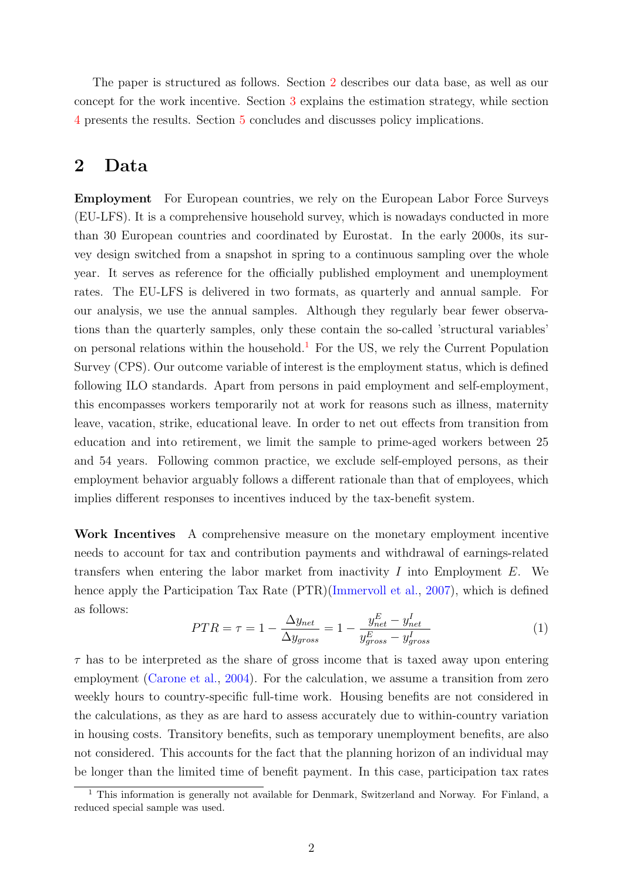The paper is structured as follows. Section 2 describes our data base, as well as our concept for the work incentive. Section 3 explains the estimation strategy, while section 4 presents the results. Section 5 concludes and discusses policy implications.

## 2 Data

**Employment** For European countries, we rely on the European Labor Force Surveys (EU-LFS). It is a comprehensive household survey, which is nowadays conducted in more than 30 European countries and coordinated by Eurostat. In the early 2000s, its survey design switched from a snapshot in spring to a continuous sampling over the whole year. It serves as reference for the officially published employment and unemployment rates. The EU-LFS is delivered in two formats, as quarterly and annual sample. For our analysis, we use the annual samples. Although they regularly bear fewer observations than the quarterly samples, only these contain the so-called 'structural variables' on personal relations within the household.[1] For the US, we rely the Current Population Survey (CPS). Our outcome variable of interest is the employment status, which is defined following ILO standards. Apart from persons in paid employment and self-employment, this encompasses workers temporarily not at work for reasons such as illness, maternity leave, vacation, strike, educational leave. In order to net out effects from transition from education and into retirement, we limit the sample to prime-aged workers between 25 and 54 years. Following common practice, we exclude self-employed persons, as their employment behavior arguably follows a different rationale than that of employees, which implies different responses to incentives induced by the tax-benefit system.

**Work Incentives** A comprehensive measure on the monetary employment incentive needs to account for tax and contribution payments and withdrawal of earnings-related transfers when entering the labor market from inactivity $I$ into Employment $E$. We hence apply the Participation Tax Rate (PTR)(Immervoll et al., 2007), which is defined as follows:

$$PTR = \tau = 1 - \frac{\Delta y_{net}}{\Delta y_{gross}} = 1 - \frac{y^E_{net} - y^I_{net}}{y^E_{gross} - y^I_{gross}} \tag{1}$$

$\tau$ has to be interpreted as the share of gross income that is taxed away upon entering employment (Carone et al., 2004). For the calculation, we assume a transition from zero weekly hours to country-specific full-time work. Housing benefits are not considered in the calculations, as they as are hard to assess accurately due to within-country variation in housing costs. Transitory benefits, such as temporary unemployment benefits, are also not considered. This accounts for the fact that the planning horizon of an individual may be longer than the limited time of benefit payment. In this case, participation tax rates

[1] This information is generally not available for Denmark, Switzerland and Norway. For Finland, a reduced special sample was used.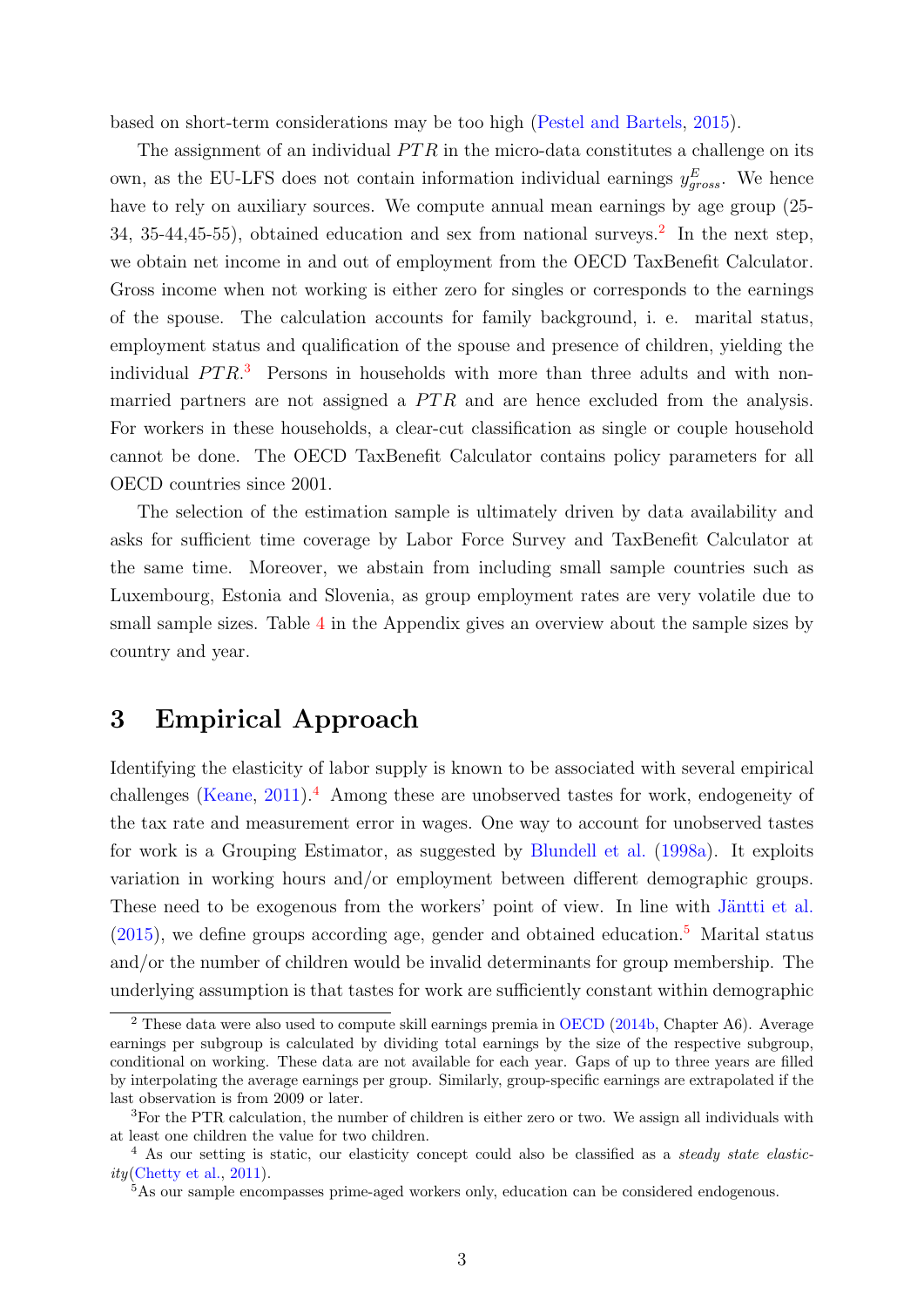based on short-term considerations may be too high (Pestel and Bartels, 2015).

The assignment of an individual $PTR$ in the micro-data constitutes a challenge on its own, as the EU-LFS does not contain information individual earnings $y^E_{gross}$. We hence have to rely on auxiliary sources. We compute annual mean earnings by age group (25-34, 35-44,45-55), obtained education and sex from national surveys.[2] In the next step, we obtain net income in and out of employment from the OECD TaxBenefit Calculator. Gross income when not working is either zero for singles or corresponds to the earnings of the spouse. The calculation accounts for family background, i. e. marital status, employment status and qualification of the spouse and presence of children, yielding the individual $PTR$.[3] Persons in households with more than three adults and with non-married partners are not assigned a $PTR$ and are hence excluded from the analysis. For workers in these households, a clear-cut classification as single or couple household cannot be done. The OECD TaxBenefit Calculator contains policy parameters for all OECD countries since 2001.

The selection of the estimation sample is ultimately driven by data availability and asks for sufficient time coverage by Labor Force Survey and TaxBenefit Calculator at the same time. Moreover, we abstain from including small sample countries such as Luxembourg, Estonia and Slovenia, as group employment rates are very volatile due to small sample sizes. Table 4 in the Appendix gives an overview about the sample sizes by country and year.

## 3 Empirical Approach

Identifying the elasticity of labor supply is known to be associated with several empirical challenges (Keane, 2011).[4] Among these are unobserved tastes for work, endogeneity of the tax rate and measurement error in wages. One way to account for unobserved tastes for work is a Grouping Estimator, as suggested by Blundell et al. (1998a). It exploits variation in working hours and/or employment between different demographic groups. These need to be exogenous from the workers' point of view. In line with Jäntti et al. (2015), we define groups according age, gender and obtained education.[5] Marital status and/or the number of children would be invalid determinants for group membership. The underlying assumption is that tastes for work are sufficiently constant within demographic

[2] These data were also used to compute skill earnings premia in OECD (2014b, Chapter A6). Average earnings per subgroup is calculated by dividing total earnings by the size of the respective subgroup, conditional on working. These data are not available for each year. Gaps of up to three years are filled by interpolating the average earnings per group. Similarly, group-specific earnings are extrapolated if the last observation is from 2009 or later.

[3] For the PTR calculation, the number of children is either zero or two. We assign all individuals with at least one children the value for two children.

[4] As our setting is static, our elasticity concept could also be classified as a *steady state elasticity*(Chetty et al., 2011).

[5] As our sample encompasses prime-aged workers only, education can be considered endogenous.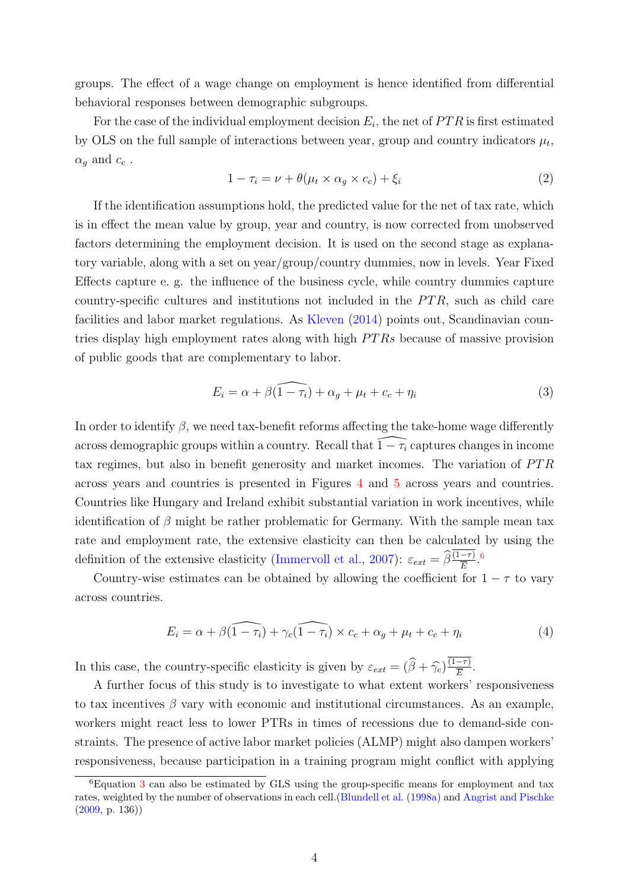groups. The effect of a wage change on employment is hence identified from differential behavioral responses between demographic subgroups.

For the case of the individual employment decision $E_i$, the net of $PTR$ is first estimated by OLS on the full sample of interactions between year, group and country indicators $\mu_t$, $\alpha_g$ and $c_c$ .

$$1 - \tau_i = \nu + \theta(\mu_t \times \alpha_g \times c_c) + \xi_i \tag{2}$$

If the identification assumptions hold, the predicted value for the net of tax rate, which is in effect the mean value by group, year and country, is now corrected from unobserved factors determining the employment decision. It is used on the second stage as explanatory variable, along with a set on year/group/country dummies, now in levels. Year Fixed Effects capture e. g. the influence of the business cycle, while country dummies capture country-specific cultures and institutions not included in the $PTR$, such as child care facilities and labor market regulations. As Kleven (2014) points out, Scandinavian countries display high employment rates along with high $PTRs$ because of massive provision of public goods that are complementary to labor.

$$E_i = \alpha + \beta(\widehat{1 - \tau_i}) + \alpha_g + \mu_t + c_c + \eta_i \tag{3}$$

In order to identify $\beta$, we need tax-benefit reforms affecting the take-home wage differently across demographic groups within a country. Recall that $\widehat{1 - \tau_i}$ captures changes in income tax regimes, but also in benefit generosity and market incomes. The variation of $PTR$ across years and countries is presented in Figures 4 and 5 across years and countries. Countries like Hungary and Ireland exhibit substantial variation in work incentives, while identification of $\beta$ might be rather problematic for Germany. With the sample mean tax rate and employment rate, the extensive elasticity can then be calculated by using the definition of the extensive elasticity (Immervoll et al., 2007): $\varepsilon_{ext} = \widehat{\beta}\frac{\overline{(1-\tau)}}{\overline{E}}$.[6]

Country-wise estimates can be obtained by allowing the coefficient for $1 - \tau$ to vary across countries.

$$E_i = \alpha + \beta(\widehat{1 - \tau_i}) + \gamma_c(\widehat{1 - \tau_i}) \times c_c + \alpha_g + \mu_t + c_c + \eta_i \tag{4}$$

In this case, the country-specific elasticity is given by $\varepsilon_{ext} = (\widehat{\beta} + \widehat{\gamma}_c)\frac{\overline{(1-\tau)}}{\overline{E}}$.

A further focus of this study is to investigate to what extent workers' responsiveness to tax incentives $\beta$ vary with economic and institutional circumstances. As an example, workers might react less to lower PTRs in times of recessions due to demand-side constraints. The presence of active labor market policies (ALMP) might also dampen workers' responsiveness, because participation in a training program might conflict with applying

[6]Equation 3 can also be estimated by GLS using the group-specific means for employment and tax rates, weighted by the number of observations in each cell.(Blundell et al. (1998a) and Angrist and Pischke (2009, p. 136))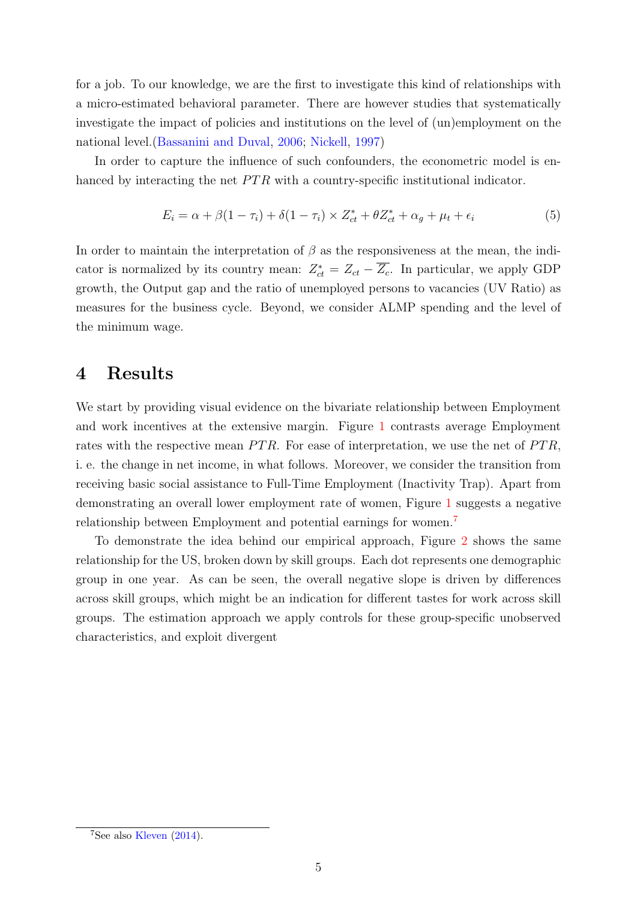for a job. To our knowledge, we are the first to investigate this kind of relationships with a micro-estimated behavioral parameter. There are however studies that systematically investigate the impact of policies and institutions on the level of (un)employment on the national level.(Bassanini and Duval, 2006; Nickell, 1997)

In order to capture the influence of such confounders, the econometric model is enhanced by interacting the net $PTR$ with a country-specific institutional indicator.

$$E_i = \alpha + \beta(1 - \tau_i) + \delta(1 - \tau_i) \times Z^*_{ct} + \theta Z^*_{ct} + \alpha_g + \mu_t + \epsilon_i \tag{5}$$

In order to maintain the interpretation of $\beta$ as the responsiveness at the mean, the indicator is normalized by its country mean: $Z^*_{ct} = Z_{ct} - \overline{Z_c}$. In particular, we apply GDP growth, the Output gap and the ratio of unemployed persons to vacancies (UV Ratio) as measures for the business cycle. Beyond, we consider ALMP spending and the level of the minimum wage.

# 4 Results

We start by providing visual evidence on the bivariate relationship between Employment and work incentives at the extensive margin. Figure 1 contrasts average Employment rates with the respective mean $PTR$. For ease of interpretation, we use the net of $PTR$, i. e. the change in net income, in what follows. Moreover, we consider the transition from receiving basic social assistance to Full-Time Employment (Inactivity Trap). Apart from demonstrating an overall lower employment rate of women, Figure 1 suggests a negative relationship between Employment and potential earnings for women.[7]

To demonstrate the idea behind our empirical approach, Figure 2 shows the same relationship for the US, broken down by skill groups. Each dot represents one demographic group in one year. As can be seen, the overall negative slope is driven by differences across skill groups, which might be an indication for different tastes for work across skill groups. The estimation approach we apply controls for these group-specific unobserved characteristics, and exploit divergent

[7] See also Kleven (2014).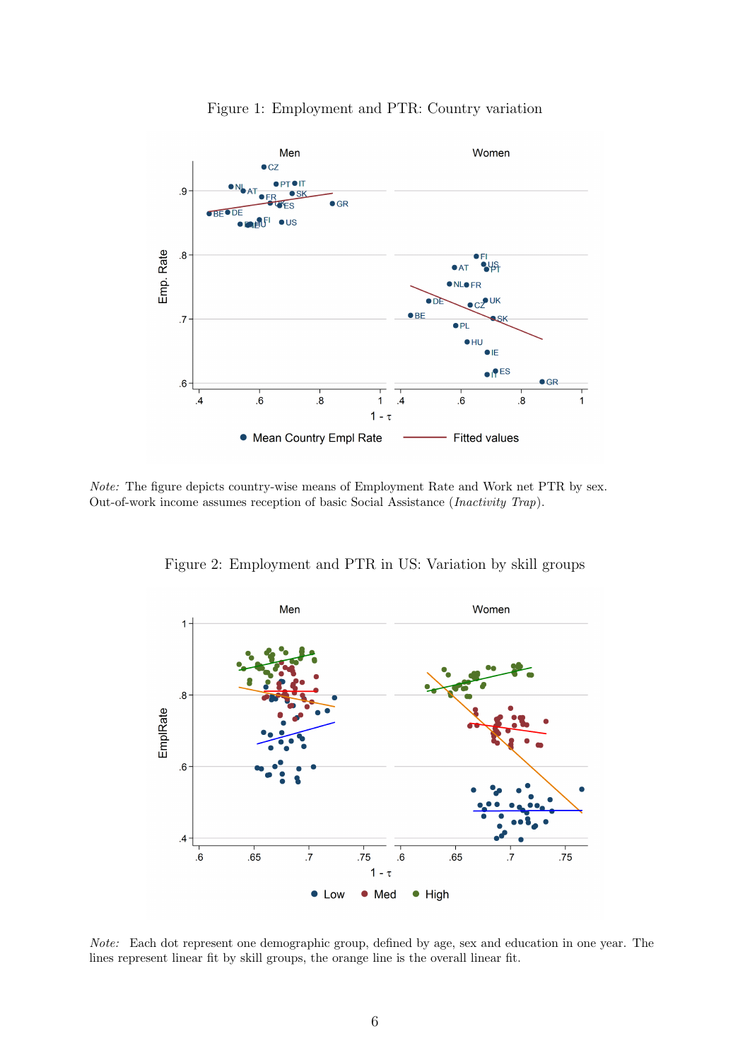Figure 1: Employment and PTR: Country variation

*Note:* The figure depicts country-wise means of Employment Rate and Work net PTR by sex. Out-of-work income assumes reception of basic Social Assistance (*Inactivity Trap*).

Figure 2: Employment and PTR in US: Variation by skill groups

*Note:* Each dot represent one demographic group, defined by age, sex and education in one year. The lines represent linear fit by skill groups, the orange line is the overall linear fit.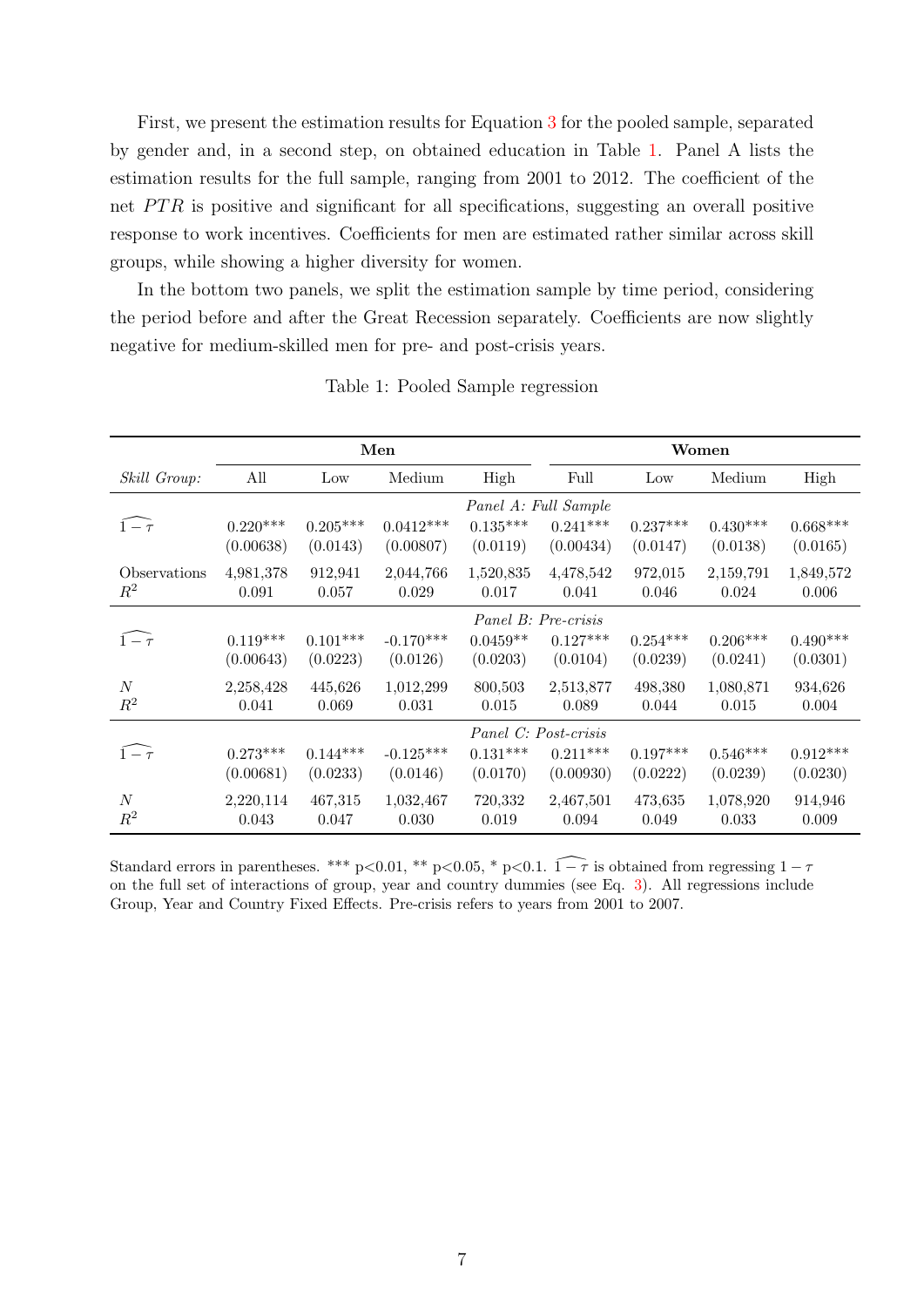First, we present the estimation results for Equation 3 for the pooled sample, separated by gender and, in a second step, on obtained education in Table 1. Panel A lists the estimation results for the full sample, ranging from 2001 to 2012. The coefficient of the net $PTR$ is positive and significant for all specifications, suggesting an overall positive response to work incentives. Coefficients for men are estimated rather similar across skill groups, while showing a higher diversity for women.

In the bottom two panels, we split the estimation sample by time period, considering the period before and after the Great Recession separately. Coefficients are now slightly negative for medium-skilled men for pre- and post-crisis years.

Table 1: Pooled Sample regression

| | **Men** | | | | **Women** | | | |
|---|---|---|---|---|---|---|---|---|
| *Skill Group:* | All | Low | Medium | High | Full | Low | Medium | High |
| | | | | *Panel A: Full Sample* | | | | |
| $\widehat{1-\tau}$ | 0.220*** | 0.205*** | 0.0412*** | 0.135*** | 0.241*** | 0.237*** | 0.430*** | 0.668*** |
| | (0.00638) | (0.0143) | (0.00807) | (0.0119) | (0.00434) | (0.0147) | (0.0138) | (0.0165) |
| Observations | 4,981,378 | 912,941 | 2,044,766 | 1,520,835 | 4,478,542 | 972,015 | 2,159,791 | 1,849,572 |
| $R^2$ | 0.091 | 0.057 | 0.029 | 0.017 | 0.041 | 0.046 | 0.024 | 0.006 |
| | | | | *Panel B: Pre-crisis* | | | | |
| $\widehat{1-\tau}$ | 0.119*** | 0.101*** | -0.170*** | 0.0459** | 0.127*** | 0.254*** | 0.206*** | 0.490*** |
| | (0.00643) | (0.0223) | (0.0126) | (0.0203) | (0.0104) | (0.0239) | (0.0241) | (0.0301) |
| $N$ | 2,258,428 | 445,626 | 1,012,299 | 800,503 | 2,513,877 | 498,380 | 1,080,871 | 934,626 |
| $R^2$ | 0.041 | 0.069 | 0.031 | 0.015 | 0.089 | 0.044 | 0.015 | 0.004 |
| | | | | *Panel C: Post-crisis* | | | | |
| $\widehat{1-\tau}$ | 0.273*** | 0.144*** | -0.125*** | 0.131*** | 0.211*** | 0.197*** | 0.546*** | 0.912*** |
| | (0.00681) | (0.0233) | (0.0146) | (0.0170) | (0.00930) | (0.0222) | (0.0239) | (0.0230) |
| $N$ | 2,220,114 | 467,315 | 1,032,467 | 720,332 | 2,467,501 | 473,635 | 1,078,920 | 914,946 |
| $R^2$ | 0.043 | 0.047 | 0.030 | 0.019 | 0.094 | 0.049 | 0.033 | 0.009 |

Standard errors in parentheses. *** p<0.01, ** p<0.05, * p<0.1. $\widehat{1-\tau}$ is obtained from regressing $1-\tau$ on the full set of interactions of group, year and country dummies (see Eq. 3). All regressions include Group, Year and Country Fixed Effects. Pre-crisis refers to years from 2001 to 2007.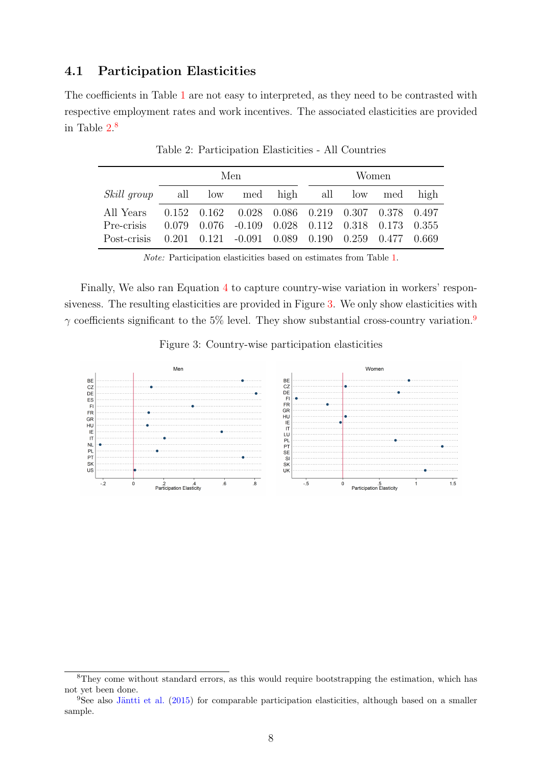## 4.1 Participation Elasticities

The coefficients in Table 1 are not easy to interpreted, as they need to be contrasted with respective employment rates and work incentives. The associated elasticities are provided in Table 2.[8]

Table 2: Participation Elasticities - All Countries

| | Men | | | | Women | | | |
|---|---|---|---|---|---|---|---|---|
| *Skill group* | all | low | med | high | all | low | med | high |
| All Years | 0.152 | 0.162 | 0.028 | 0.086 | 0.219 | 0.307 | 0.378 | 0.497 |
| Pre-crisis | 0.079 | 0.076 | -0.109 | 0.028 | 0.112 | 0.318 | 0.173 | 0.355 |
| Post-crisis | 0.201 | 0.121 | -0.091 | 0.089 | 0.190 | 0.259 | 0.477 | 0.669 |

*Note:* Participation elasticities based on estimates from Table 1.

Finally, We also ran Equation 4 to capture country-wise variation in workers' responsiveness. The resulting elasticities are provided in Figure 3. We only show elasticities with $\gamma$ coefficients significant to the 5% level. They show substantial cross-country variation.[9]

Figure 3: Country-wise participation elasticities

[8] They come without standard errors, as this would require bootstrapping the estimation, which has not yet been done.

[9] See also Jäntti et al. (2015) for comparable participation elasticities, although based on a smaller sample.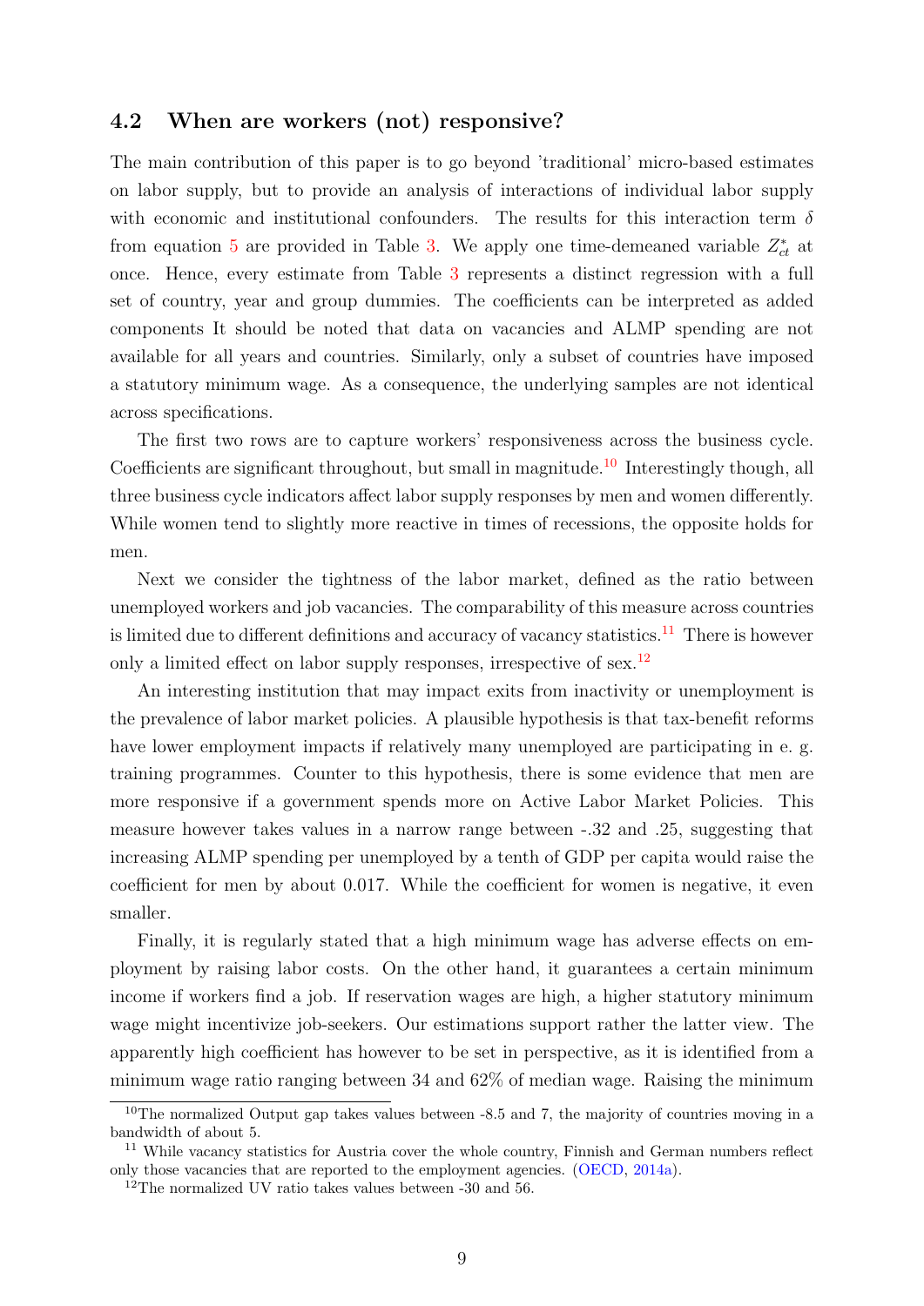### 4.2 When are workers (not) responsive?

The main contribution of this paper is to go beyond 'traditional' micro-based estimates on labor supply, but to provide an analysis of interactions of individual labor supply with economic and institutional confounders. The results for this interaction term $\delta$ from equation 5 are provided in Table 3. We apply one time-demeaned variable $Z^*_{ct}$ at once. Hence, every estimate from Table 3 represents a distinct regression with a full set of country, year and group dummies. The coefficients can be interpreted as added components It should be noted that data on vacancies and ALMP spending are not available for all years and countries. Similarly, only a subset of countries have imposed a statutory minimum wage. As a consequence, the underlying samples are not identical across specifications.

The first two rows are to capture workers' responsiveness across the business cycle. Coefficients are significant throughout, but small in magnitude.[10] Interestingly though, all three business cycle indicators affect labor supply responses by men and women differently. While women tend to slightly more reactive in times of recessions, the opposite holds for men.

Next we consider the tightness of the labor market, defined as the ratio between unemployed workers and job vacancies. The comparability of this measure across countries is limited due to different definitions and accuracy of vacancy statistics.[11] There is however only a limited effect on labor supply responses, irrespective of sex.[12]

An interesting institution that may impact exits from inactivity or unemployment is the prevalence of labor market policies. A plausible hypothesis is that tax-benefit reforms have lower employment impacts if relatively many unemployed are participating in e. g. training programmes. Counter to this hypothesis, there is some evidence that men are more responsive if a government spends more on Active Labor Market Policies. This measure however takes values in a narrow range between -.32 and .25, suggesting that increasing ALMP spending per unemployed by a tenth of GDP per capita would raise the coefficient for men by about 0.017. While the coefficient for women is negative, it even smaller.

Finally, it is regularly stated that a high minimum wage has adverse effects on employment by raising labor costs. On the other hand, it guarantees a certain minimum income if workers find a job. If reservation wages are high, a higher statutory minimum wage might incentivize job-seekers. Our estimations support rather the latter view. The apparently high coefficient has however to be set in perspective, as it is identified from a minimum wage ratio ranging between 34 and 62% of median wage. Raising the minimum

[10] The normalized Output gap takes values between -8.5 and 7, the majority of countries moving in a bandwidth of about 5.

[11] While vacancy statistics for Austria cover the whole country, Finnish and German numbers reflect only those vacancies that are reported to the employment agencies. (OECD, 2014a).

[12] The normalized UV ratio takes values between -30 and 56.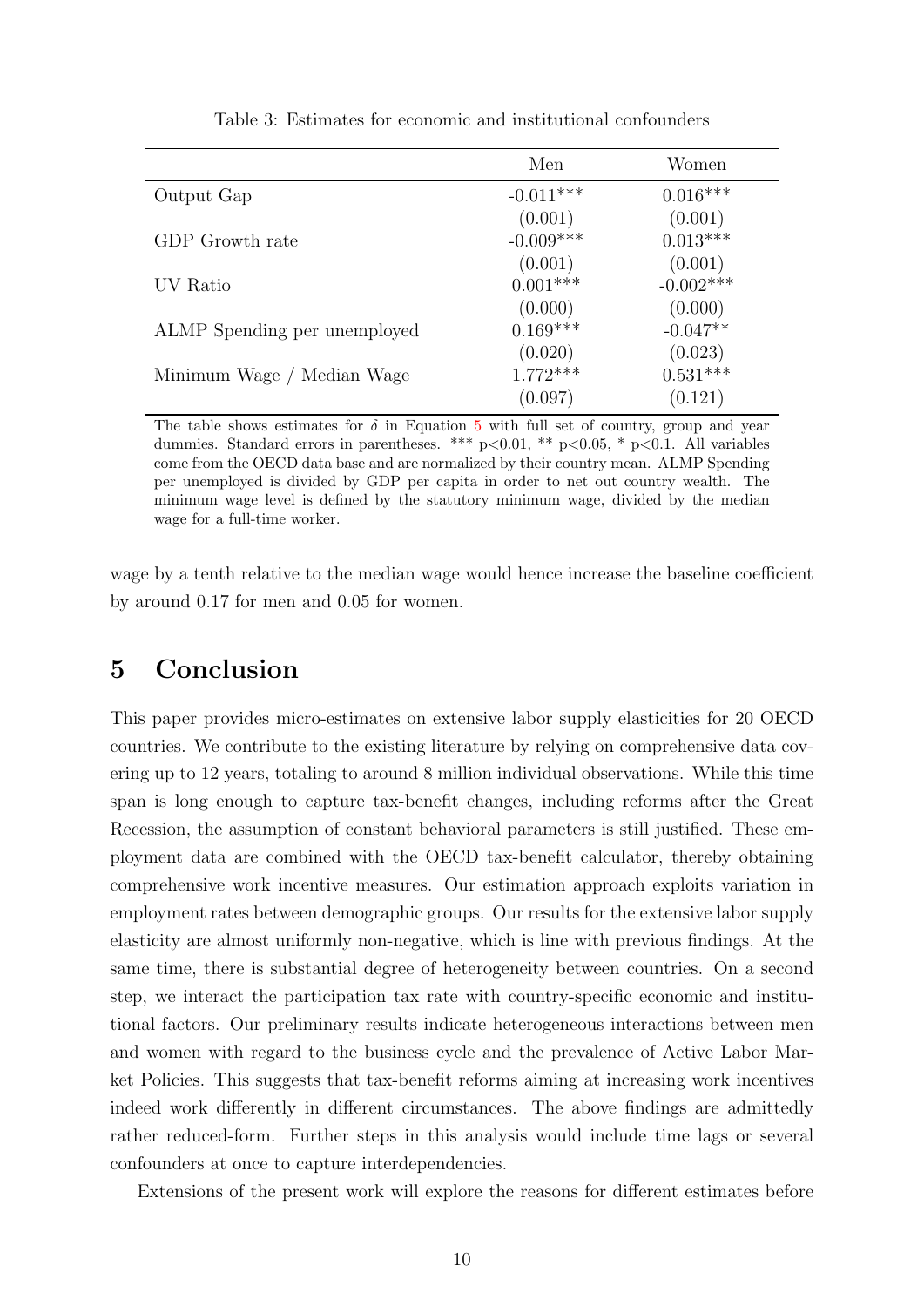Table 3: Estimates for economic and institutional confounders

| | Men | Women |
|---|---|---|
| Output Gap | -0.011*** | 0.016*** |
| | (0.001) | (0.001) |
| GDP Growth rate | -0.009*** | 0.013*** |
| | (0.001) | (0.001) |
| UV Ratio | 0.001*** | -0.002*** |
| | (0.000) | (0.000) |
| ALMP Spending per unemployed | 0.169*** | -0.047** |
| | (0.020) | (0.023) |
| Minimum Wage / Median Wage | 1.772*** | 0.531*** |
| | (0.097) | (0.121) |

The table shows estimates for $\delta$ in Equation 5 with full set of country, group and year dummies. Standard errors in parentheses. *** p<0.01, ** p<0.05, * p<0.1. All variables come from the OECD data base and are normalized by their country mean. ALMP Spending per unemployed is divided by GDP per capita in order to net out country wealth. The minimum wage level is defined by the statutory minimum wage, divided by the median wage for a full-time worker.

wage by a tenth relative to the median wage would hence increase the baseline coefficient by around 0.17 for men and 0.05 for women.

# 5 Conclusion

This paper provides micro-estimates on extensive labor supply elasticities for 20 OECD countries. We contribute to the existing literature by relying on comprehensive data covering up to 12 years, totaling to around 8 million individual observations. While this time span is long enough to capture tax-benefit changes, including reforms after the Great Recession, the assumption of constant behavioral parameters is still justified. These employment data are combined with the OECD tax-benefit calculator, thereby obtaining comprehensive work incentive measures. Our estimation approach exploits variation in employment rates between demographic groups. Our results for the extensive labor supply elasticity are almost uniformly non-negative, which is line with previous findings. At the same time, there is substantial degree of heterogeneity between countries. On a second step, we interact the participation tax rate with country-specific economic and institutional factors. Our preliminary results indicate heterogeneous interactions between men and women with regard to the business cycle and the prevalence of Active Labor Market Policies. This suggests that tax-benefit reforms aiming at increasing work incentives indeed work differently in different circumstances. The above findings are admittedly rather reduced-form. Further steps in this analysis would include time lags or several confounders at once to capture interdependencies.

Extensions of the present work will explore the reasons for different estimates before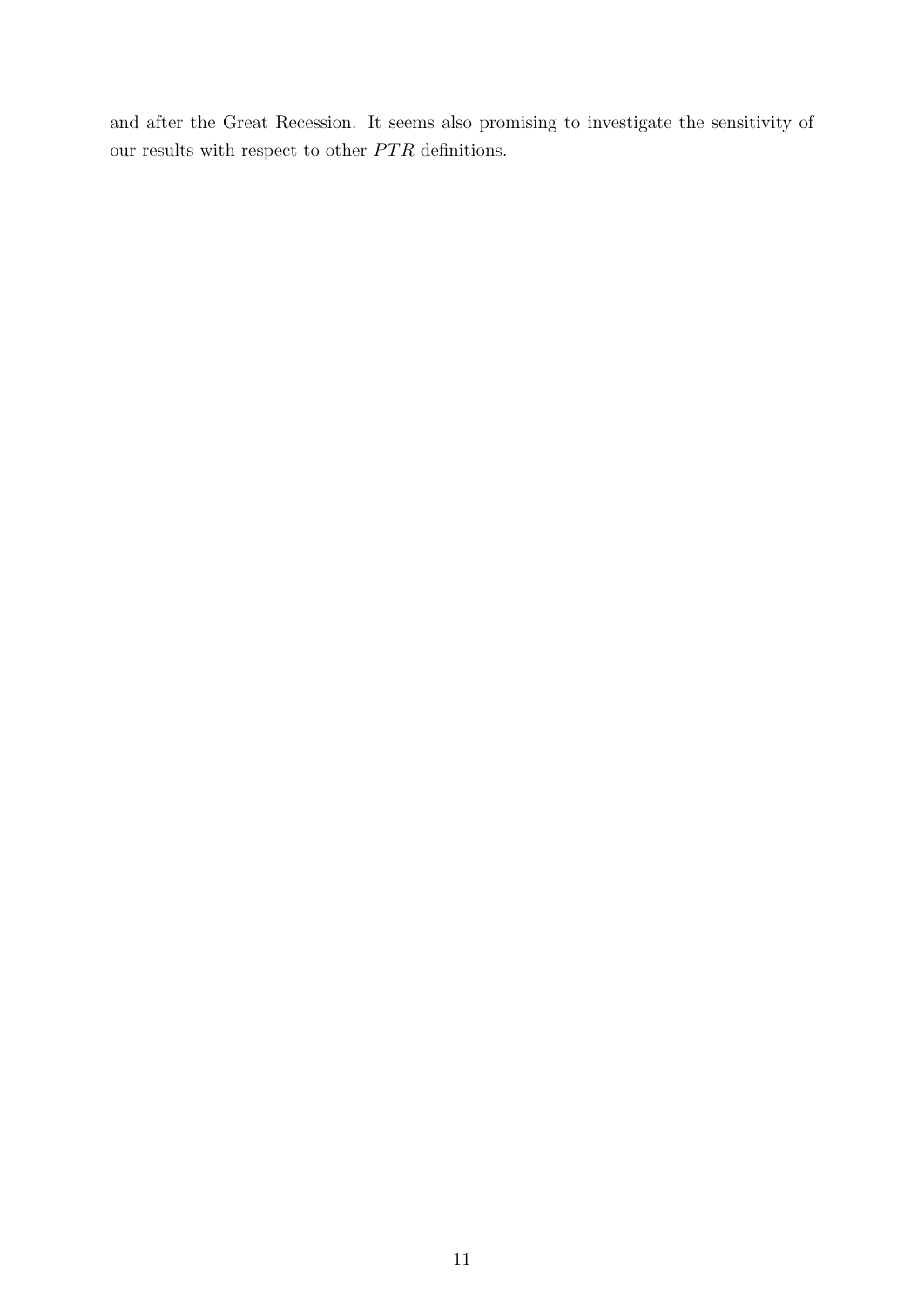and after the Great Recession. It seems also promising to investigate the sensitivity of our results with respect to other $PTR$ definitions.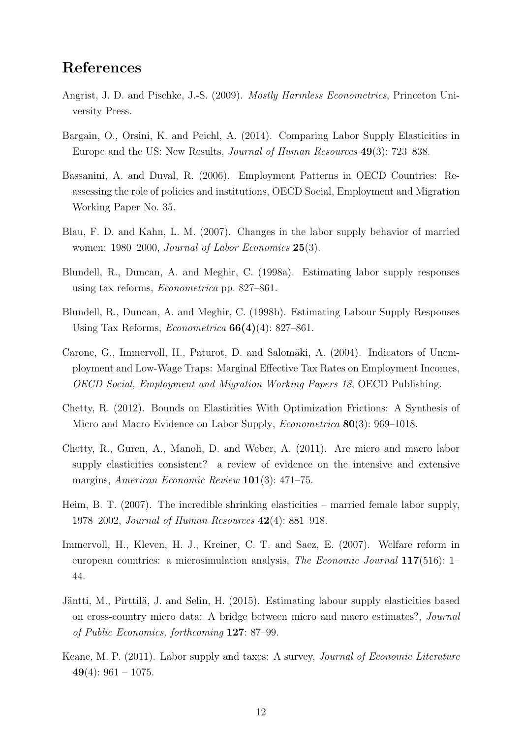# References

Angrist, J. D. and Pischke, J.-S. (2009). *Mostly Harmless Econometrics*, Princeton University Press.

Bargain, O., Orsini, K. and Peichl, A. (2014). Comparing Labor Supply Elasticities in Europe and the US: New Results, *Journal of Human Resources* **49**(3): 723–838.

Bassanini, A. and Duval, R. (2006). Employment Patterns in OECD Countries: Reassessing the role of policies and institutions, OECD Social, Employment and Migration Working Paper No. 35.

Blau, F. D. and Kahn, L. M. (2007). Changes in the labor supply behavior of married women: 1980–2000, *Journal of Labor Economics* **25**(3).

Blundell, R., Duncan, A. and Meghir, C. (1998a). Estimating labor supply responses using tax reforms, *Econometrica* pp. 827–861.

Blundell, R., Duncan, A. and Meghir, C. (1998b). Estimating Labour Supply Responses Using Tax Reforms, *Econometrica* **66(4)**(4): 827–861.

Carone, G., Immervoll, H., Paturot, D. and Salomäki, A. (2004). Indicators of Unemployment and Low-Wage Traps: Marginal Effective Tax Rates on Employment Incomes, *OECD Social, Employment and Migration Working Papers 18*, OECD Publishing.

Chetty, R. (2012). Bounds on Elasticities With Optimization Frictions: A Synthesis of Micro and Macro Evidence on Labor Supply, *Econometrica* **80**(3): 969–1018.

Chetty, R., Guren, A., Manoli, D. and Weber, A. (2011). Are micro and macro labor supply elasticities consistent? a review of evidence on the intensive and extensive margins, *American Economic Review* **101**(3): 471–75.

Heim, B. T. (2007). The incredible shrinking elasticities – married female labor supply, 1978–2002, *Journal of Human Resources* **42**(4): 881–918.

Immervoll, H., Kleven, H. J., Kreiner, C. T. and Saez, E. (2007). Welfare reform in european countries: a microsimulation analysis, *The Economic Journal* **117**(516): 1–44.

Jäntti, M., Pirttilä, J. and Selin, H. (2015). Estimating labour supply elasticities based on cross-country micro data: A bridge between micro and macro estimates?, *Journal of Public Economics, forthcoming* **127**: 87–99.

Keane, M. P. (2011). Labor supply and taxes: A survey, *Journal of Economic Literature* **49**(4): 961 – 1075.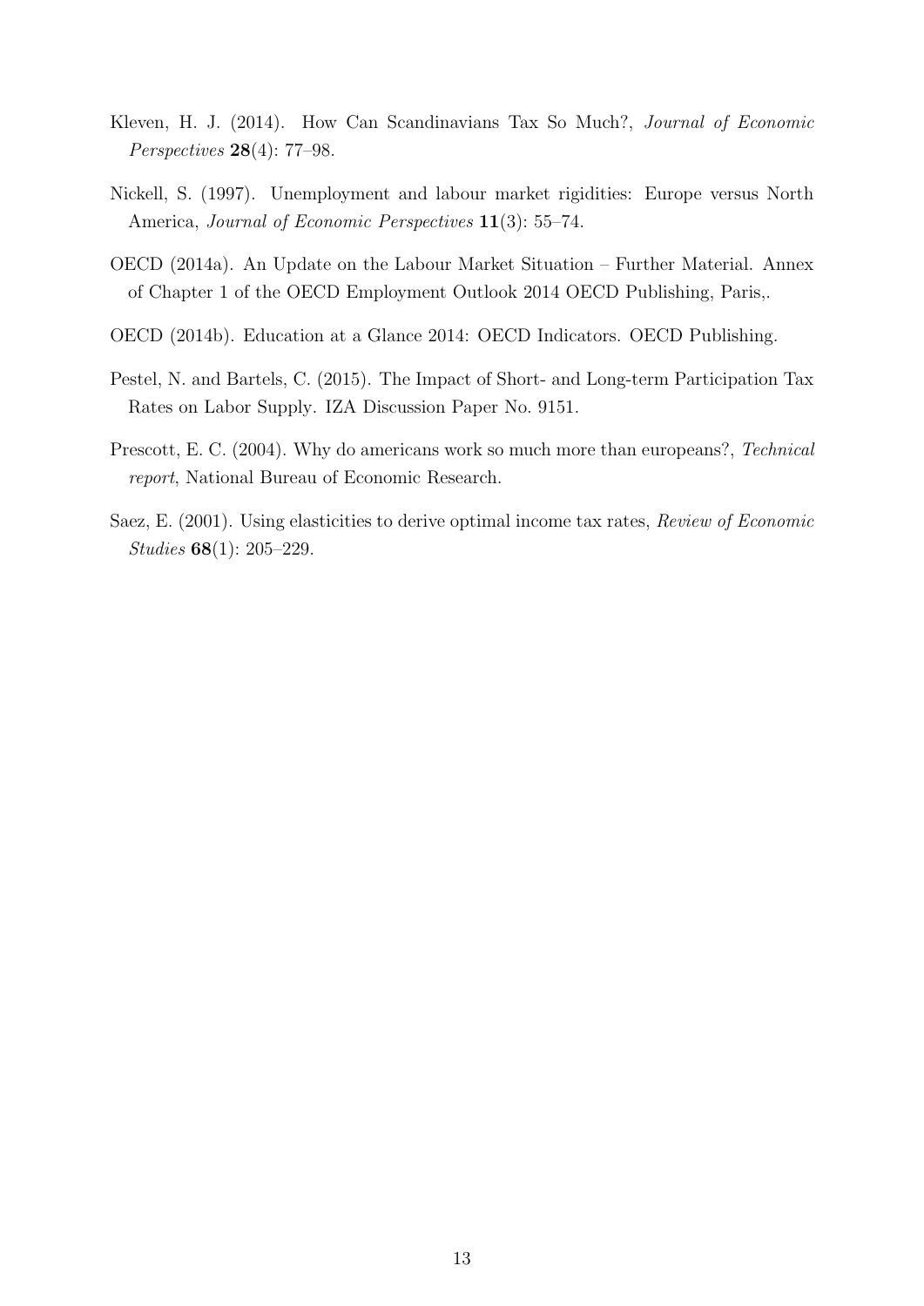Kleven, H. J. (2014). How Can Scandinavians Tax So Much?, *Journal of Economic Perspectives* **28**(4): 77–98.

Nickell, S. (1997). Unemployment and labour market rigidities: Europe versus North America, *Journal of Economic Perspectives* **11**(3): 55–74.

OECD (2014a). An Update on the Labour Market Situation – Further Material. Annex of Chapter 1 of the OECD Employment Outlook 2014 OECD Publishing, Paris,.

OECD (2014b). Education at a Glance 2014: OECD Indicators. OECD Publishing.

Pestel, N. and Bartels, C. (2015). The Impact of Short- and Long-term Participation Tax Rates on Labor Supply. IZA Discussion Paper No. 9151.

Prescott, E. C. (2004). Why do americans work so much more than europeans?, *Technical report*, National Bureau of Economic Research.

Saez, E. (2001). Using elasticities to derive optimal income tax rates, *Review of Economic Studies* **68**(1): 205–229.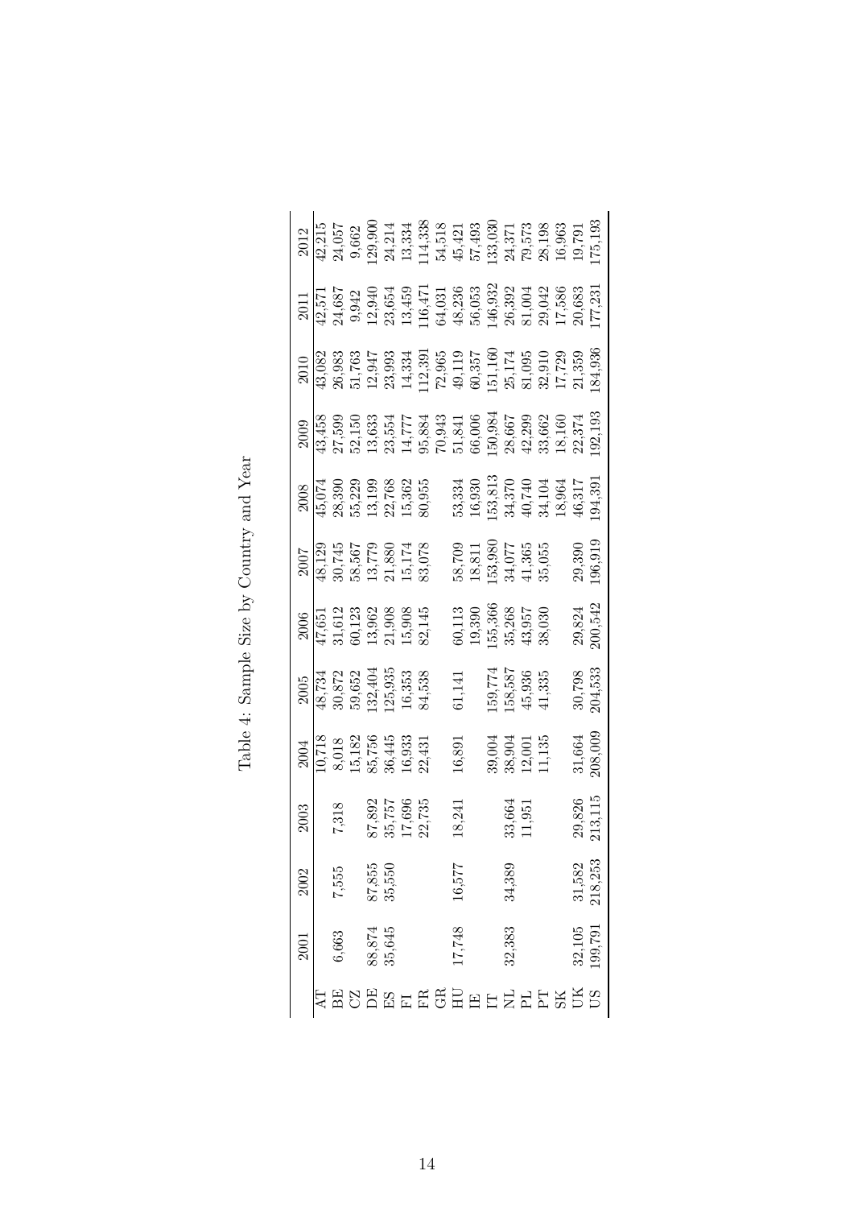Table 4: Sample Size by Country and Year

| | 2001 | 2002 | 2003 | 2004 | 2005 | 2006 | 2007 | 2008 | 2009 | 2010 | 2011 | 2012 |
|---|---|---|---|---|---|---|---|---|---|---|---|---|
| AT | | | | 10,718 | 48,734 | 47,651 | 48,129 | 45,074 | 43,458 | 43,082 | 42,571 | 42,215 |
| BE | 6,663 | 7,555 | 7,318 | 8,018 | 30,872 | 31,612 | 30,745 | 28,390 | 27,599 | 26,983 | 24,687 | 24,057 |
| CZ | | | | 15,182 | 59,652 | 60,123 | 58,567 | 55,229 | 52,150 | 51,763 | 9,942 | 9,662 |
| DE | 88,874 | 87,855 | 87,892 | 85,756 | 132,404 | 13,962 | 13,779 | 13,199 | 13,633 | 12,947 | 12,940 | 129,900 |
| ES | 35,645 | 35,550 | 35,757 | 36,445 | 125,935 | 21,908 | 21,880 | 22,768 | 23,554 | 23,993 | 23,654 | 24,214 |
| FI | | | 17,696 | 16,933 | 16,353 | 15,908 | 15,174 | 15,362 | 14,777 | 14,334 | 13,459 | 13,334 |
| FR | | | 22,735 | 22,431 | 84,538 | 82,145 | 83,078 | 80,955 | 95,884 | 112,391 | 116,471 | 114,338 |
| GR | | | | | | | | | 70,943 | 72,965 | 64,031 | 54,518 |
| HU | 17,748 | 16,577 | 18,241 | 16,891 | 61,141 | 60,113 | 58,709 | 53,334 | 51,841 | 49,119 | 48,236 | 45,421 |
| IE | | | | | | 19,390 | 18,811 | 16,930 | 66,006 | 60,357 | 56,053 | 57,493 |
| IT | | | | 39,004 | 159,774 | 155,366 | 153,980 | 153,813 | 150,984 | 151,160 | 146,932 | 133,030 |
| NL | 32,383 | 34,389 | 33,664 | 38,904 | 158,587 | 35,268 | 34,077 | 34,370 | 28,667 | 25,174 | 26,392 | 24,371 |
| PL | | | 11,951 | 12,001 | 45,936 | 43,957 | 41,365 | 40,740 | 42,299 | 81,095 | 81,004 | 79,573 |
| PT | | | | 11,135 | 41,335 | 38,030 | 35,055 | 34,104 | 33,662 | 32,910 | 29,042 | 28,198 |
| SK | | | | | | | | 18,964 | 18,160 | 17,729 | 17,586 | 16,963 |
| UK | 32,105 | 31,582 | 29,826 | 31,664 | 30,798 | 29,824 | 29,390 | 46,317 | 22,374 | 21,359 | 20,683 | 19,791 |
| US | 199,791 | 218,253 | 213,115 | 208,009 | 204,533 | 200,542 | 196,919 | 194,391 | 192,193 | 184,936 | 177,231 | 175,193 |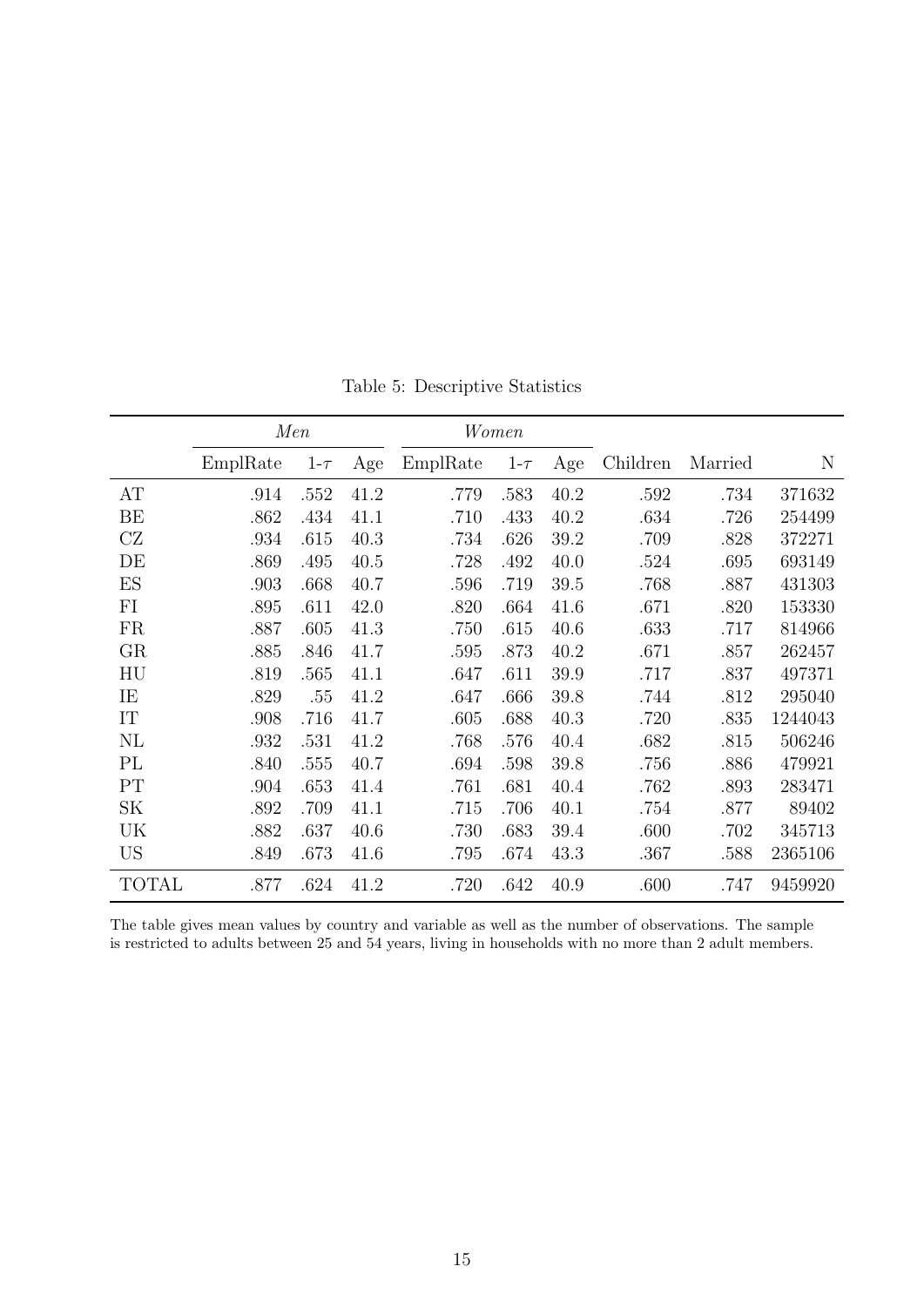Table 5: Descriptive Statistics

| | *Men* | | | *Women* | | | | | |
|---|---|---|---|---|---|---|---|---|---|
| | EmplRate | 1-$\tau$ | Age | EmplRate | 1-$\tau$ | Age | Children | Married | N |
| AT | .914 | .552 | 41.2 | .779 | .583 | 40.2 | .592 | .734 | 371632 |
| BE | .862 | .434 | 41.1 | .710 | .433 | 40.2 | .634 | .726 | 254499 |
| CZ | .934 | .615 | 40.3 | .734 | .626 | 39.2 | .709 | .828 | 372271 |
| DE | .869 | .495 | 40.5 | .728 | .492 | 40.0 | .524 | .695 | 693149 |
| ES | .903 | .668 | 40.7 | .596 | .719 | 39.5 | .768 | .887 | 431303 |
| FI | .895 | .611 | 42.0 | .820 | .664 | 41.6 | .671 | .820 | 153330 |
| FR | .887 | .605 | 41.3 | .750 | .615 | 40.6 | .633 | .717 | 814966 |
| GR | .885 | .846 | 41.7 | .595 | .873 | 40.2 | .671 | .857 | 262457 |
| HU | .819 | .565 | 41.1 | .647 | .611 | 39.9 | .717 | .837 | 497371 |
| IE | .829 | .55 | 41.2 | .647 | .666 | 39.8 | .744 | .812 | 295040 |
| IT | .908 | .716 | 41.7 | .605 | .688 | 40.3 | .720 | .835 | 1244043 |
| NL | .932 | .531 | 41.2 | .768 | .576 | 40.4 | .682 | .815 | 506246 |
| PL | .840 | .555 | 40.7 | .694 | .598 | 39.8 | .756 | .886 | 479921 |
| PT | .904 | .653 | 41.4 | .761 | .681 | 40.4 | .762 | .893 | 283471 |
| SK | .892 | .709 | 41.1 | .715 | .706 | 40.1 | .754 | .877 | 89402 |
| UK | .882 | .637 | 40.6 | .730 | .683 | 39.4 | .600 | .702 | 345713 |
| US | .849 | .673 | 41.6 | .795 | .674 | 43.3 | .367 | .588 | 2365106 |
| TOTAL | .877 | .624 | 41.2 | .720 | .642 | 40.9 | .600 | .747 | 9459920 |

The table gives mean values by country and variable as well as the number of observations. The sample is restricted to adults between 25 and 54 years, living in households with no more than 2 adult members.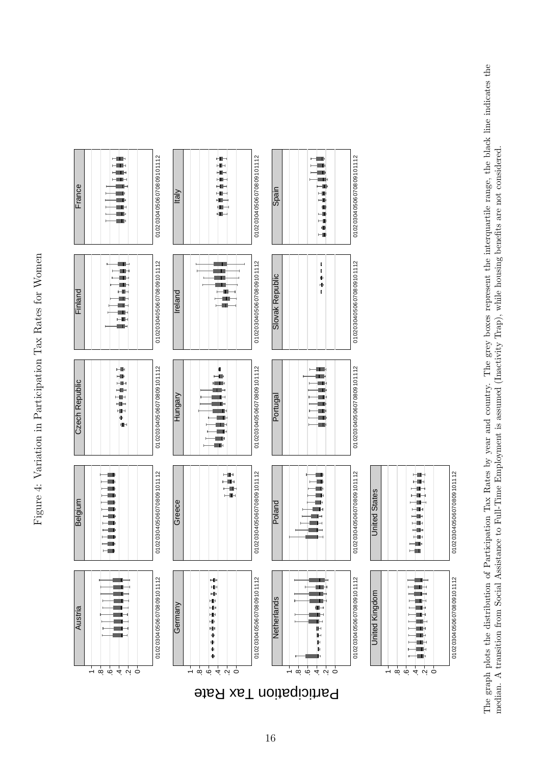Figure 4: Variation in Participation Tax Rates for Women

The graph plots the distribution of Participation Tax Rates by year and country. The grey boxes represent the interquartile range, the black line indicates the median. A transition from Social Assistance to Full-Time Employment is assumed (Inactivity Trap), while housing benefits are not considered.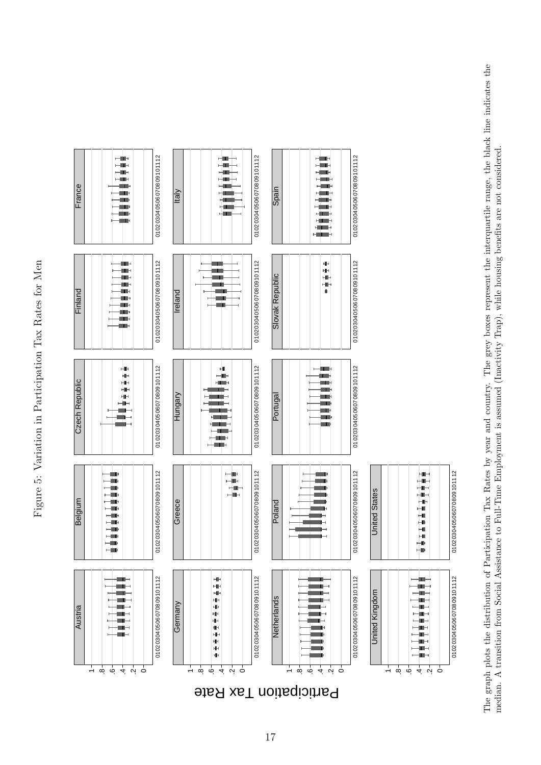Figure 5: Variation in Participation Tax Rates for Men

Participation Tax Rate

Austria

Belgium

Czech Republic

Finland

France

Germany

Greece

Hungary

Ireland

Italy

Netherlands

Poland

Portugal

Slovak Republic

Spain

United Kingdom

United States

1 .8 .6 .4 .2 0

01 02 03 04 05 06 07 08 09 10 11 12

The graph plots the distribution of Participation Tax Rates by year and country. The grey boxes represent the interquartile range, the black line indicates the median. A transition from Social Assistance to Full-Time Employment is assumed (Inactivity Trap), while housing benefits are not considered.